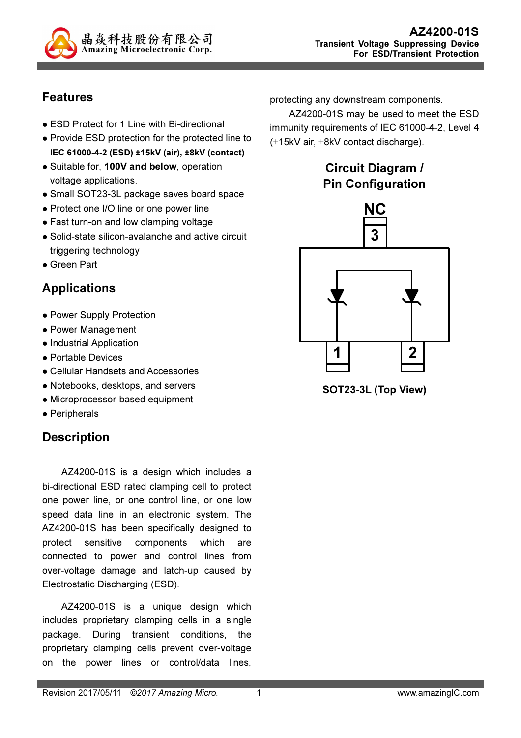# AZ4200-01S

**Transient Voltage Suppressing Device For ESD/Transient Protection**

## Features

- ESD Protect for 1 Line with Bi-directional
- Provide ESD protection for the protected line to **IEC 61000-4-2 (ESD) ±15kV (air), ±8kV (contact)**
- Suitable for, **100V and below**, operation voltage applications.
- Small SOT23-3L package saves board space
- Protect one I/O line or one power line
- Fast turn-on and low clamping voltage
- Solid-state silicon-avalanche and active circuit triggering technology
- Green Part

## Applications

- Power Supply Protection
- Power Management
- Industrial Application
- Portable Devices
- Cellular Handsets and Accessories
- Notebooks, desktops, and servers
- Microprocessor-based equipment
- Peripherals

## Description

AZ4200-01S is a design which includes a bi-directional ESD rated clamping cell to protect one power line, or one control line, or one low speed data line in an electronic system. The AZ4200-01S has been specifically designed to protect sensitive components which are connected to power and control lines from over-voltage damage and latch-up caused by Electrostatic Discharging (ESD).

AZ4200-01S is a unique design which includes proprietary clamping cells in a single package. During transient conditions, the proprietary clamping cells prevent over-voltage on the power lines or control/data lines, protecting any downstream components.

AZ4200-01S may be used to meet the ESD immunity requirements of IEC 61000-4-2, Level 4 (±15kV air, ±8kV contact discharge).

## Circuit Diagram / Pin Configuration

NC
3
1
2

SOT23-3L (Top View)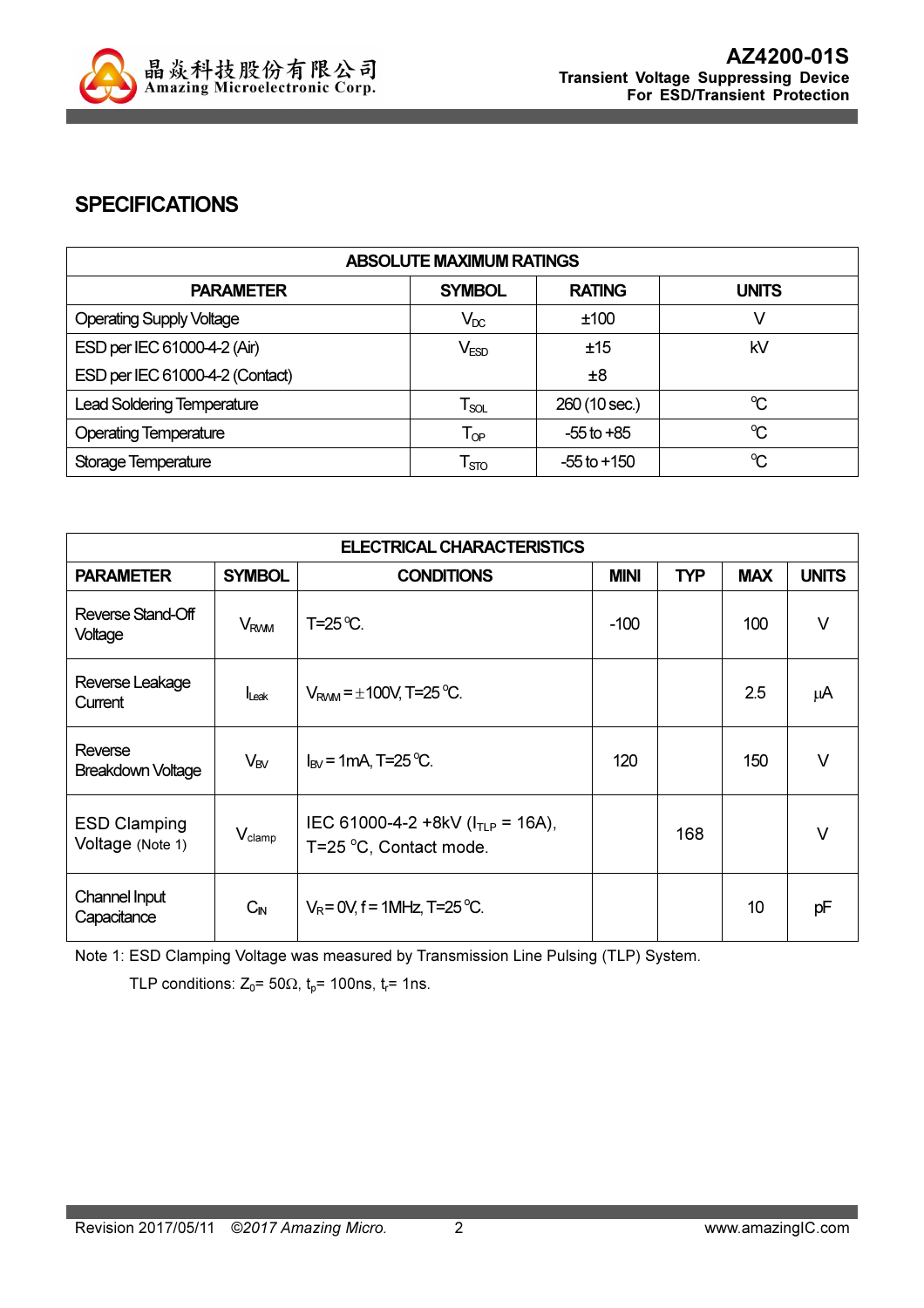## SPECIFICATIONS

| ABSOLUTE MAXIMUM RATINGS | | | |
|---|---|---|---|
| **PARAMETER** | **SYMBOL** | **RATING** | **UNITS** |
| Operating Supply Voltage | $V_{DC}$ | ±100 | V |
| ESD per IEC 61000-4-2 (Air) | $V_{ESD}$ | ±15 | kV |
| ESD per IEC 61000-4-2 (Contact) | | ±8 | |
| Lead Soldering Temperature | $T_{SOL}$ | 260 (10 sec.) | °C |
| Operating Temperature | $T_{OP}$ | -55 to +85 | °C |
| Storage Temperature | $T_{STO}$ | -55 to +150 | °C |

| ELECTRICAL CHARACTERISTICS | | | | | | |
|---|---|---|---|---|---|---|
| **PARAMETER** | **SYMBOL** | **CONDITIONS** | **MINI** | **TYP** | **MAX** | **UNITS** |
| Reverse Stand-Off Voltage | $V_{RWM}$ | T=25 °C. | -100 | | 100 | V |
| Reverse Leakage Current | $I_{Leak}$ | $V_{RWM}$ = ±100V, T=25 °C. | | | 2.5 | μA |
| Reverse Breakdown Voltage | $V_{BV}$ | $I_{BV}$ = 1mA, T=25 °C. | 120 | | 150 | V |
| ESD Clamping Voltage (Note 1) | $V_{clamp}$ | IEC 61000-4-2 +8kV ($I_{TLP}$ = 16A), T=25 °C, Contact mode. | | 168 | | V |
| Channel Input Capacitance | $C_{IN}$ | $V_R$= 0V, f = 1MHz, T=25 °C. | | | 10 | pF |

Note 1: ESD Clamping Voltage was measured by Transmission Line Pulsing (TLP) System.

TLP conditions: $Z_0$= 50Ω, $t_p$= 100ns, $t_r$= 1ns.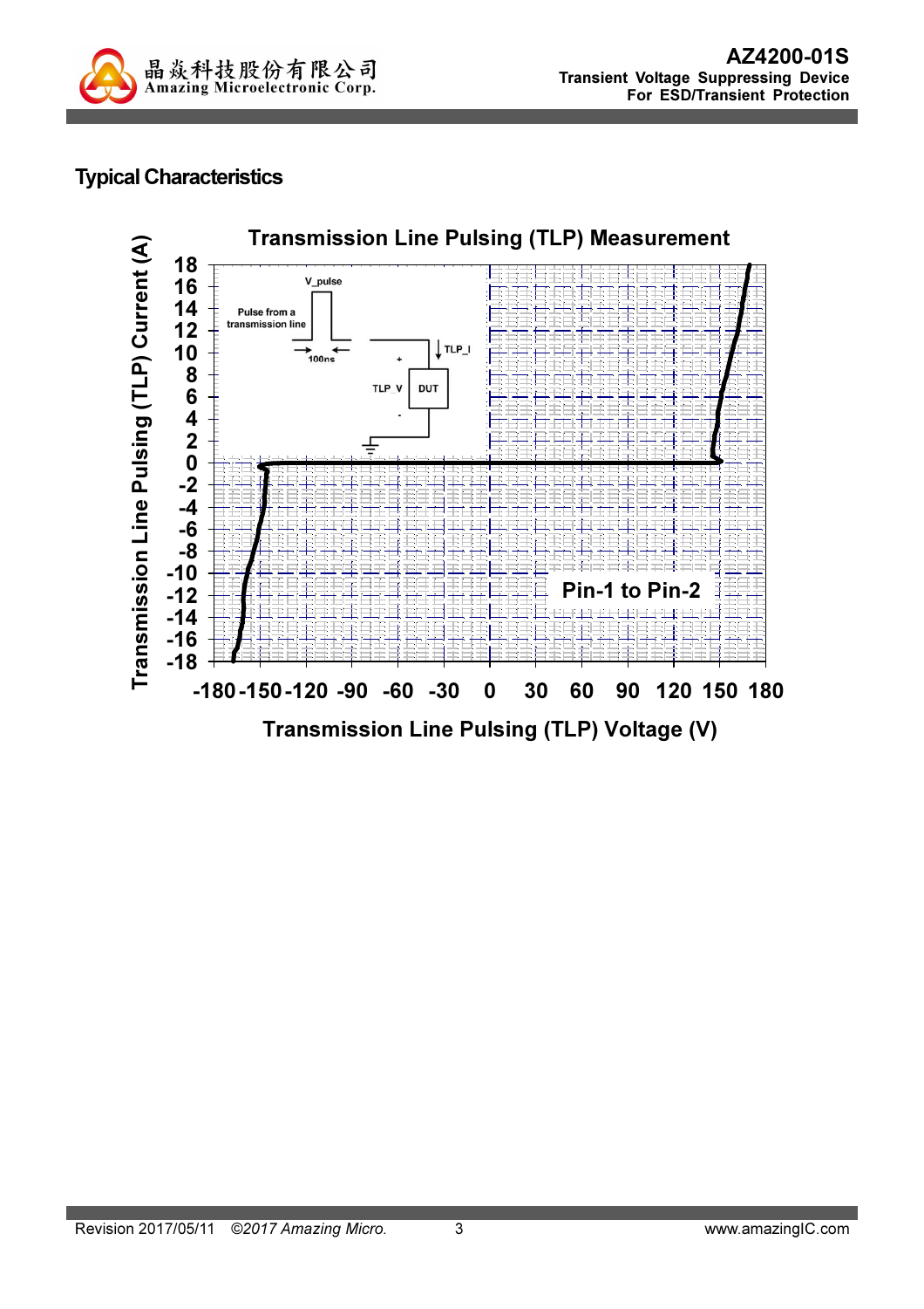## Typical Characteristics

**Transmission Line Pulsing (TLP) Measurement**

V_pulse

Pulse from a transmission line

100ns

TLP_I

TLP_V

DUT

Pin-1 to Pin-2

Transmission Line Pulsing (TLP) Current (A)

Transmission Line Pulsing (TLP) Voltage (V)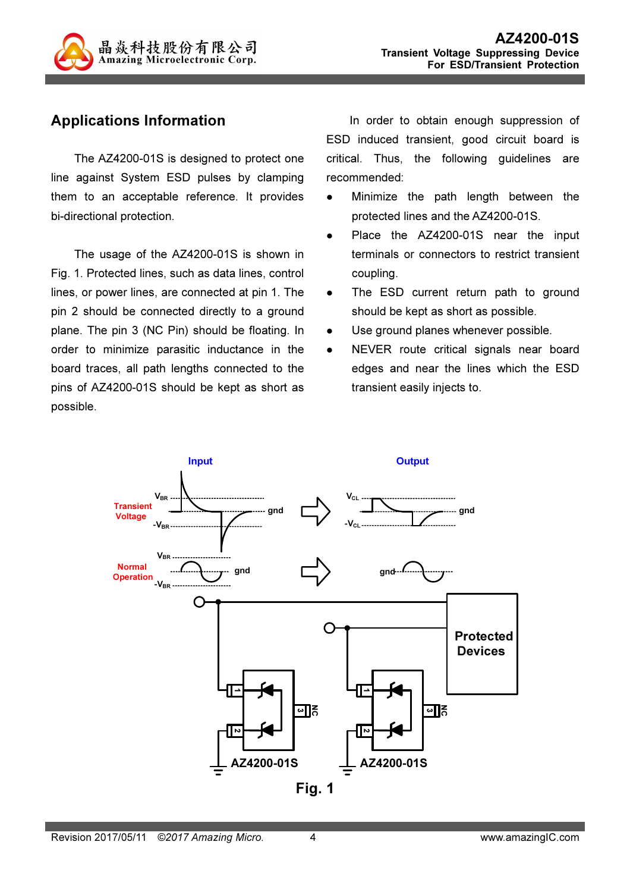## Applications Information

The AZ4200-01S is designed to protect one line against System ESD pulses by clamping them to an acceptable reference. It provides bi-directional protection.

The usage of the AZ4200-01S is shown in Fig. 1. Protected lines, such as data lines, control lines, or power lines, are connected at pin 1. The pin 2 should be connected directly to a ground plane. The pin 3 (NC Pin) should be floating. In order to minimize parasitic inductance in the board traces, all path lengths connected to the pins of AZ4200-01S should be kept as short as possible.

In order to obtain enough suppression of ESD induced transient, good circuit board is critical. Thus, the following guidelines are recommended:

- Minimize the path length between the protected lines and the AZ4200-01S.
- Place the AZ4200-01S near the input terminals or connectors to restrict transient coupling.
- The ESD current return path to ground should be kept as short as possible.
- Use ground planes whenever possible.
- NEVER route critical signals near board edges and near the lines which the ESD transient easily injects to.

Fig. 1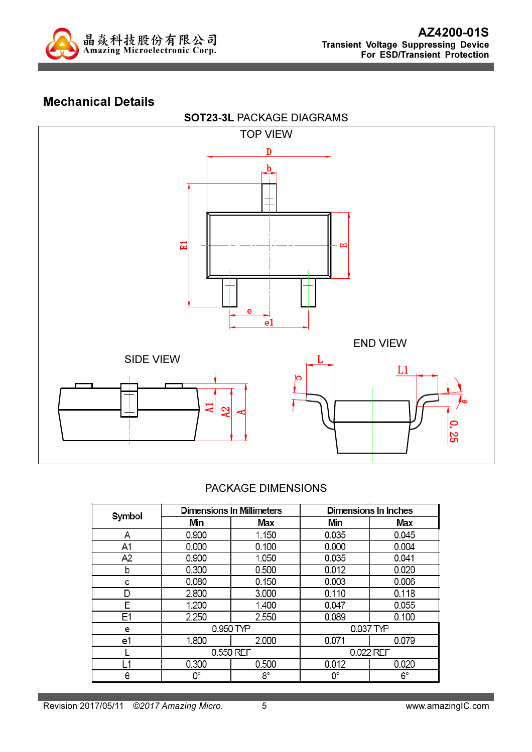## Mechanical Details

**SOT23-3L** PACKAGE DIAGRAMS

TOP VIEW

SIDE VIEW

END VIEW

PACKAGE DIMENSIONS

| Symbol | Dimensions In Millimeters | | Dimensions In Inches | |
|---|---|---|---|---|
| | Min | Max | Min | Max |
| A | 0.900 | 1.150 | 0.035 | 0.045 |
| A1 | 0.000 | 0.100 | 0.000 | 0.004 |
| A2 | 0.900 | 1.050 | 0.035 | 0.041 |
| b | 0.300 | 0.500 | 0.012 | 0.020 |
| c | 0.080 | 0.150 | 0.003 | 0.006 |
| D | 2.800 | 3.000 | 0.110 | 0.118 |
| E | 1.200 | 1.400 | 0.047 | 0.055 |
| E1 | 2.250 | 2.550 | 0.089 | 0.100 |
| e | 0.950 TYP | | 0.037 TYP | |
| e1 | 1.800 | 2.000 | 0.071 | 0.079 |
| L | 0.550 REF | | 0.022 REF | |
| L1 | 0.300 | 0.500 | 0.012 | 0.020 |
| θ | 0° | 8° | 0° | 6° |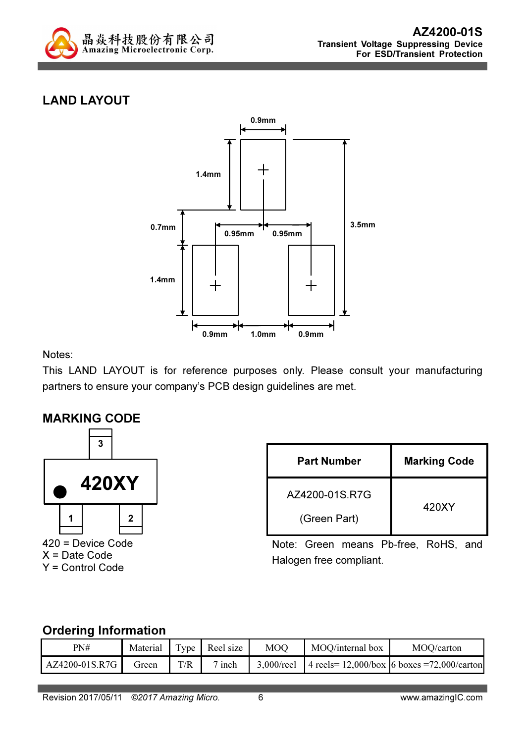## LAND LAYOUT

0.9mm

1.4mm

3.5mm

0.7mm

0.95mm 0.95mm

1.4mm

0.9mm 1.0mm 0.9mm

Notes:

This LAND LAYOUT is for reference purposes only. Please consult your manufacturing partners to ensure your company's PCB design guidelines are met.

## MARKING CODE

3

420XY

1 2

420 = Device Code
X = Date Code
Y = Control Code

| Part Number | Marking Code |
|---|---|
| AZ4200-01S.R7G (Green Part) | 420XY |

Note: Green means Pb-free, RoHS, and Halogen free compliant.

## Ordering Information

| PN# | Material | Type | Reel size | MOQ | MOQ/internal box | MOQ/carton |
|---|---|---|---|---|---|---|
| AZ4200-01S.R7G | Green | T/R | 7 inch | 3,000/reel | 4 reels= 12,000/box | 6 boxes =72,000/carton |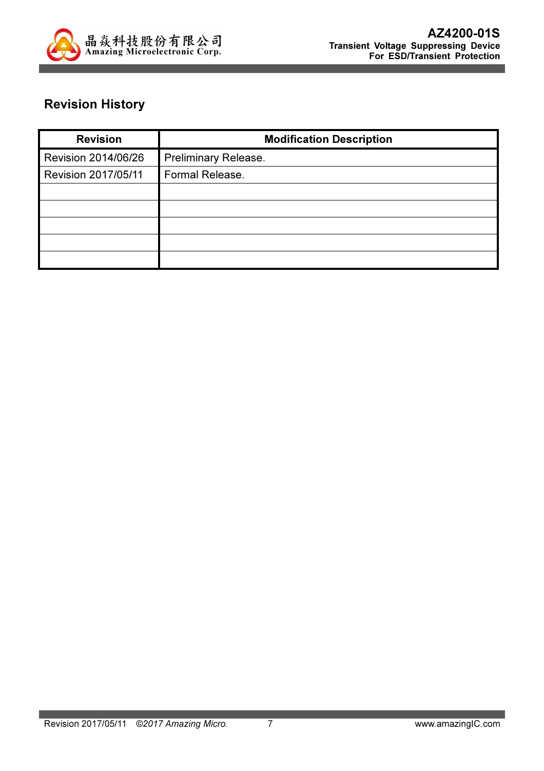## Revision History

| Revision | Modification Description |
|---|---|
| Revision 2014/06/26 | Preliminary Release. |
| Revision 2017/05/11 | Formal Release. |
| | |
| | |
| | |
| | |
| | |